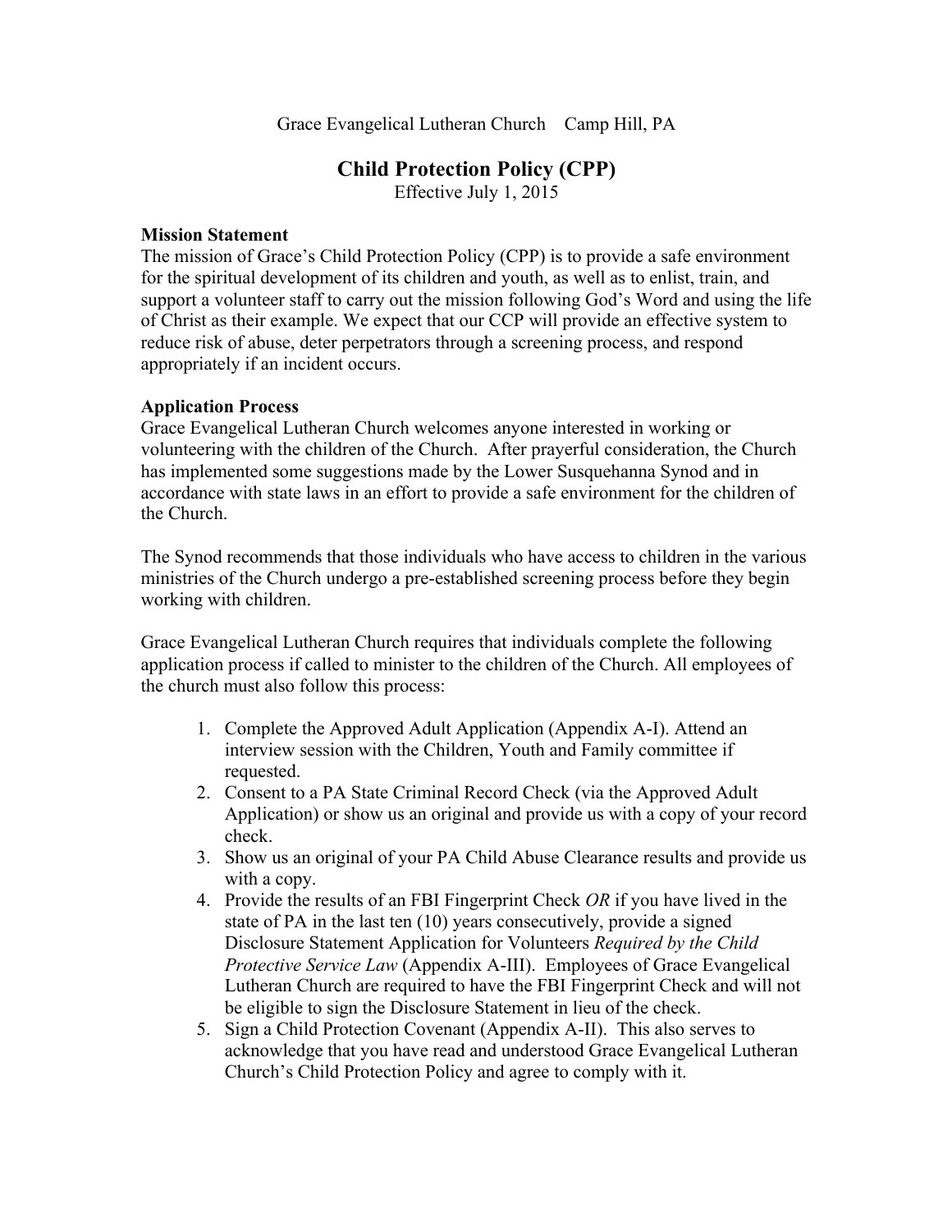Grace Evangelical Lutheran Church    Camp Hill, PA

# Child Protection Policy (CPP)

Effective July 1, 2015

**Mission Statement**

The mission of Grace's Child Protection Policy (CPP) is to provide a safe environment for the spiritual development of its children and youth, as well as to enlist, train, and support a volunteer staff to carry out the mission following God's Word and using the life of Christ as their example. We expect that our CCP will provide an effective system to reduce risk of abuse, deter perpetrators through a screening process, and respond appropriately if an incident occurs.

**Application Process**

Grace Evangelical Lutheran Church welcomes anyone interested in working or volunteering with the children of the Church. After prayerful consideration, the Church has implemented some suggestions made by the Lower Susquehanna Synod and in accordance with state laws in an effort to provide a safe environment for the children of the Church.

The Synod recommends that those individuals who have access to children in the various ministries of the Church undergo a pre-established screening process before they begin working with children.

Grace Evangelical Lutheran Church requires that individuals complete the following application process if called to minister to the children of the Church. All employees of the church must also follow this process:

1. Complete the Approved Adult Application (Appendix A-I). Attend an interview session with the Children, Youth and Family committee if requested.
2. Consent to a PA State Criminal Record Check (via the Approved Adult Application) or show us an original and provide us with a copy of your record check.
3. Show us an original of your PA Child Abuse Clearance results and provide us with a copy.
4. Provide the results of an FBI Fingerprint Check *OR* if you have lived in the state of PA in the last ten (10) years consecutively, provide a signed Disclosure Statement Application for Volunteers *Required by the Child Protective Service Law* (Appendix A-III). Employees of Grace Evangelical Lutheran Church are required to have the FBI Fingerprint Check and will not be eligible to sign the Disclosure Statement in lieu of the check.
5. Sign a Child Protection Covenant (Appendix A-II). This also serves to acknowledge that you have read and understood Grace Evangelical Lutheran Church's Child Protection Policy and agree to comply with it.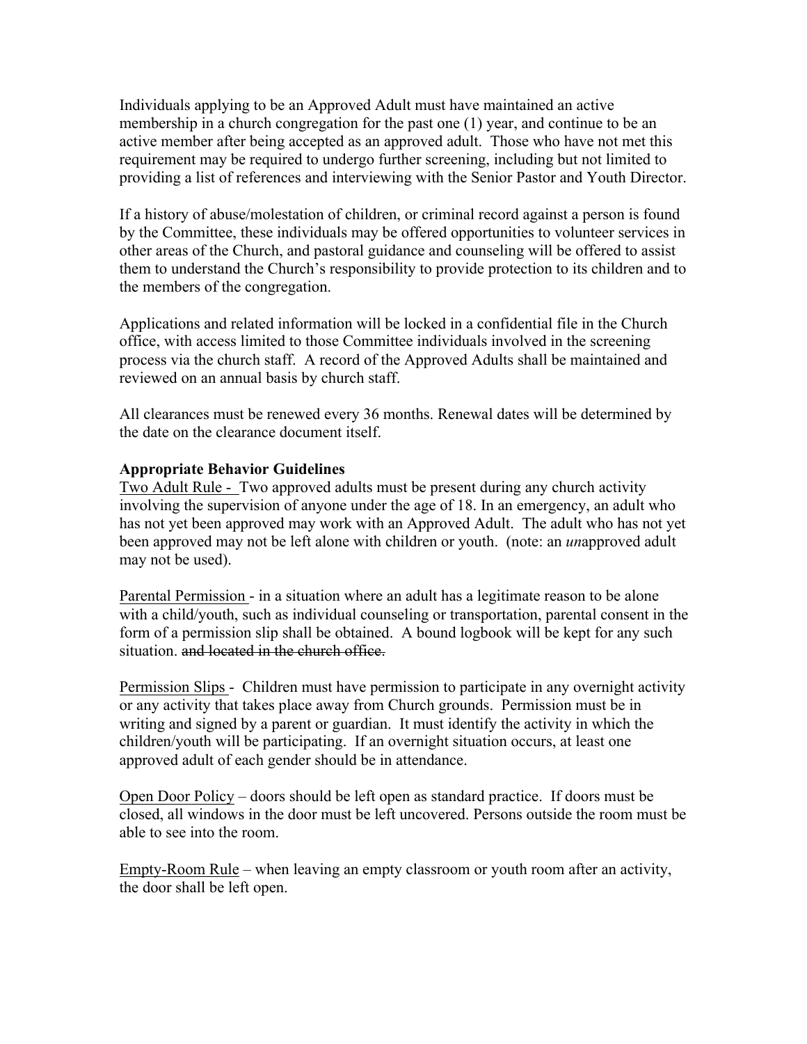Individuals applying to be an Approved Adult must have maintained an active membership in a church congregation for the past one (1) year, and continue to be an active member after being accepted as an approved adult. Those who have not met this requirement may be required to undergo further screening, including but not limited to providing a list of references and interviewing with the Senior Pastor and Youth Director.

If a history of abuse/molestation of children, or criminal record against a person is found by the Committee, these individuals may be offered opportunities to volunteer services in other areas of the Church, and pastoral guidance and counseling will be offered to assist them to understand the Church's responsibility to provide protection to its children and to the members of the congregation.

Applications and related information will be locked in a confidential file in the Church office, with access limited to those Committee individuals involved in the screening process via the church staff. A record of the Approved Adults shall be maintained and reviewed on an annual basis by church staff.

All clearances must be renewed every 36 months. Renewal dates will be determined by the date on the clearance document itself.

**Appropriate Behavior Guidelines**

<u>Two Adult Rule -</u> Two approved adults must be present during any church activity involving the supervision of anyone under the age of 18. In an emergency, an adult who has not yet been approved may work with an Approved Adult. The adult who has not yet been approved may not be left alone with children or youth. (note: an *un*approved adult may not be used).

<u>Parental Permission</u> - in a situation where an adult has a legitimate reason to be alone with a child/youth, such as individual counseling or transportation, parental consent in the form of a permission slip shall be obtained. A bound logbook will be kept for any such situation. ~~and located in the church office.~~

<u>Permission Slips</u> - Children must have permission to participate in any overnight activity or any activity that takes place away from Church grounds. Permission must be in writing and signed by a parent or guardian. It must identify the activity in which the children/youth will be participating. If an overnight situation occurs, at least one approved adult of each gender should be in attendance.

<u>Open Door Policy</u> – doors should be left open as standard practice. If doors must be closed, all windows in the door must be left uncovered. Persons outside the room must be able to see into the room.

<u>Empty-Room Rule</u> – when leaving an empty classroom or youth room after an activity, the door shall be left open.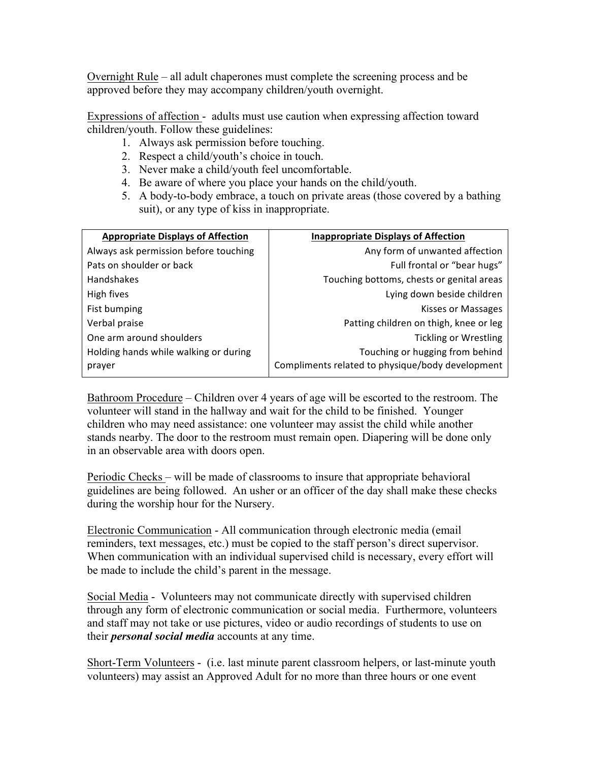Overnight Rule – all adult chaperones must complete the screening process and be approved before they may accompany children/youth overnight.

Expressions of affection - adults must use caution when expressing affection toward children/youth. Follow these guidelines:

1. Always ask permission before touching.
2. Respect a child/youth's choice in touch.
3. Never make a child/youth feel uncomfortable.
4. Be aware of where you place your hands on the child/youth.
5. A body-to-body embrace, a touch on private areas (those covered by a bathing suit), or any type of kiss in inappropriate.

| Appropriate Displays of Affection | Inappropriate Displays of Affection |
|---|---|
| Always ask permission before touching | Any form of unwanted affection |
| Pats on shoulder or back | Full frontal or "bear hugs" |
| Handshakes | Touching bottoms, chests or genital areas |
| High fives | Lying down beside children |
| Fist bumping | Kisses or Massages |
| Verbal praise | Patting children on thigh, knee or leg |
| One arm around shoulders | Tickling or Wrestling |
| Holding hands while walking or during prayer | Touching or hugging from behind |
| | Compliments related to physique/body development |

Bathroom Procedure – Children over 4 years of age will be escorted to the restroom. The volunteer will stand in the hallway and wait for the child to be finished. Younger children who may need assistance: one volunteer may assist the child while another stands nearby. The door to the restroom must remain open. Diapering will be done only in an observable area with doors open.

Periodic Checks – will be made of classrooms to insure that appropriate behavioral guidelines are being followed. An usher or an officer of the day shall make these checks during the worship hour for the Nursery.

Electronic Communication - All communication through electronic media (email reminders, text messages, etc.) must be copied to the staff person's direct supervisor. When communication with an individual supervised child is necessary, every effort will be made to include the child's parent in the message.

Social Media - Volunteers may not communicate directly with supervised children through any form of electronic communication or social media. Furthermore, volunteers and staff may not take or use pictures, video or audio recordings of students to use on their ***personal social media*** accounts at any time.

Short-Term Volunteers - (i.e. last minute parent classroom helpers, or last-minute youth volunteers) may assist an Approved Adult for no more than three hours or one event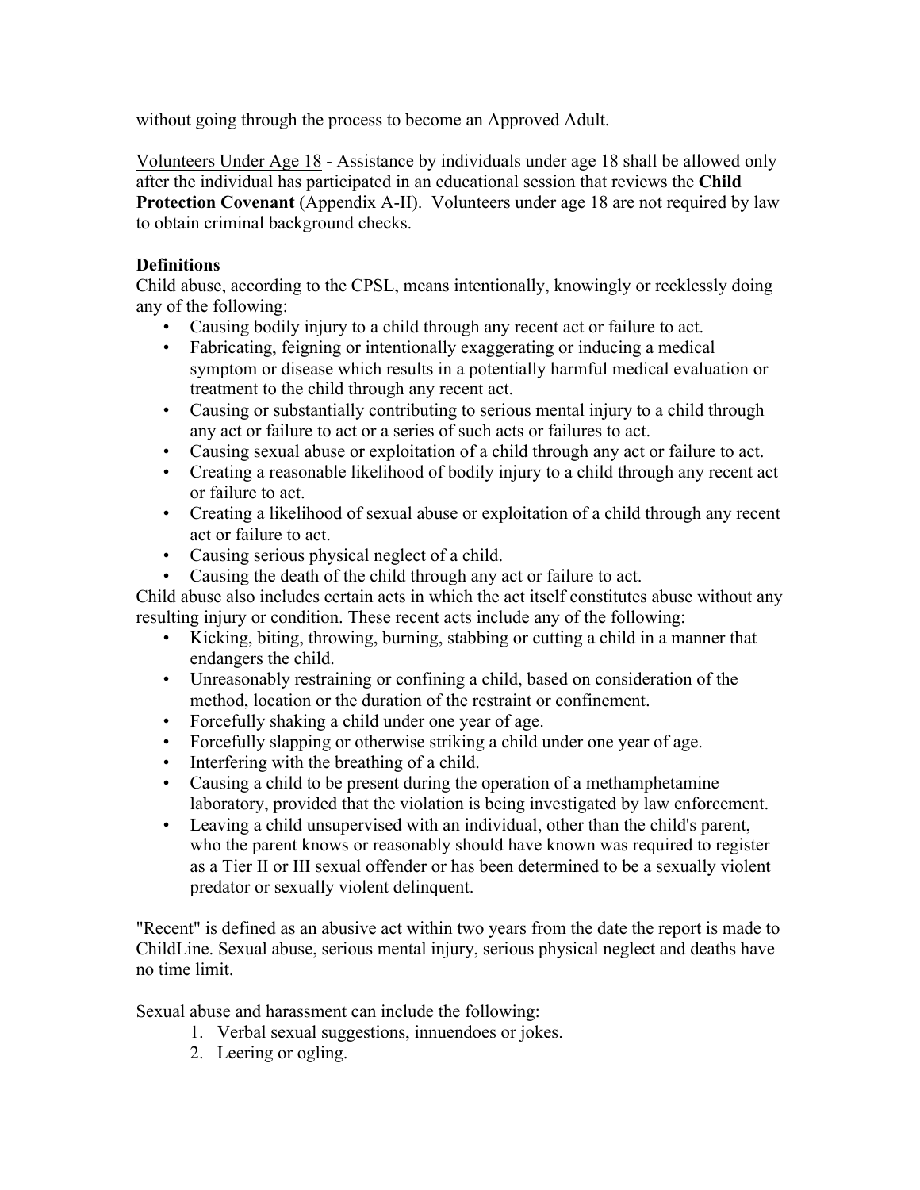without going through the process to become an Approved Adult.

Volunteers Under Age 18 - Assistance by individuals under age 18 shall be allowed only after the individual has participated in an educational session that reviews the **Child Protection Covenant** (Appendix A-II). Volunteers under age 18 are not required by law to obtain criminal background checks.

**Definitions**

Child abuse, according to the CPSL, means intentionally, knowingly or recklessly doing any of the following:

- Causing bodily injury to a child through any recent act or failure to act.
- Fabricating, feigning or intentionally exaggerating or inducing a medical symptom or disease which results in a potentially harmful medical evaluation or treatment to the child through any recent act.
- Causing or substantially contributing to serious mental injury to a child through any act or failure to act or a series of such acts or failures to act.
- Causing sexual abuse or exploitation of a child through any act or failure to act.
- Creating a reasonable likelihood of bodily injury to a child through any recent act or failure to act.
- Creating a likelihood of sexual abuse or exploitation of a child through any recent act or failure to act.
- Causing serious physical neglect of a child.
- Causing the death of the child through any act or failure to act.

Child abuse also includes certain acts in which the act itself constitutes abuse without any resulting injury or condition. These recent acts include any of the following:

- Kicking, biting, throwing, burning, stabbing or cutting a child in a manner that endangers the child.
- Unreasonably restraining or confining a child, based on consideration of the method, location or the duration of the restraint or confinement.
- Forcefully shaking a child under one year of age.
- Forcefully slapping or otherwise striking a child under one year of age.
- Interfering with the breathing of a child.
- Causing a child to be present during the operation of a methamphetamine laboratory, provided that the violation is being investigated by law enforcement.
- Leaving a child unsupervised with an individual, other than the child's parent, who the parent knows or reasonably should have known was required to register as a Tier II or III sexual offender or has been determined to be a sexually violent predator or sexually violent delinquent.

"Recent" is defined as an abusive act within two years from the date the report is made to ChildLine. Sexual abuse, serious mental injury, serious physical neglect and deaths have no time limit.

Sexual abuse and harassment can include the following:

1. Verbal sexual suggestions, innuendoes or jokes.
2. Leering or ogling.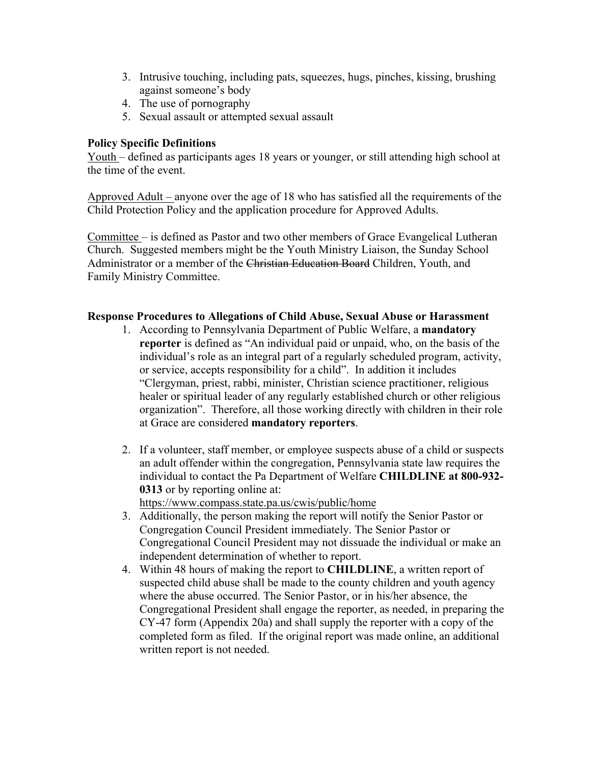3. Intrusive touching, including pats, squeezes, hugs, pinches, kissing, brushing against someone's body
4. The use of pornography
5. Sexual assault or attempted sexual assault

**Policy Specific Definitions**

Youth – defined as participants ages 18 years or younger, or still attending high school at the time of the event.

Approved Adult – anyone over the age of 18 who has satisfied all the requirements of the Child Protection Policy and the application procedure for Approved Adults.

Committee – is defined as Pastor and two other members of Grace Evangelical Lutheran Church. Suggested members might be the Youth Ministry Liaison, the Sunday School Administrator or a member of the ~~Christian Education Board~~ Children, Youth, and Family Ministry Committee.

**Response Procedures to Allegations of Child Abuse, Sexual Abuse or Harassment**

1. According to Pennsylvania Department of Public Welfare, a **mandatory reporter** is defined as "An individual paid or unpaid, who, on the basis of the individual's role as an integral part of a regularly scheduled program, activity, or service, accepts responsibility for a child". In addition it includes "Clergyman, priest, rabbi, minister, Christian science practitioner, religious healer or spiritual leader of any regularly established church or other religious organization". Therefore, all those working directly with children in their role at Grace are considered **mandatory reporters**.

2. If a volunteer, staff member, or employee suspects abuse of a child or suspects an adult offender within the congregation, Pennsylvania state law requires the individual to contact the Pa Department of Welfare **CHILDLINE at 800-932-0313** or by reporting online at: https://www.compass.state.pa.us/cwis/public/home
3. Additionally, the person making the report will notify the Senior Pastor or Congregation Council President immediately. The Senior Pastor or Congregational Council President may not dissuade the individual or make an independent determination of whether to report.
4. Within 48 hours of making the report to **CHILDLINE**, a written report of suspected child abuse shall be made to the county children and youth agency where the abuse occurred. The Senior Pastor, or in his/her absence, the Congregational President shall engage the reporter, as needed, in preparing the CY-47 form (Appendix 20a) and shall supply the reporter with a copy of the completed form as filed. If the original report was made online, an additional written report is not needed.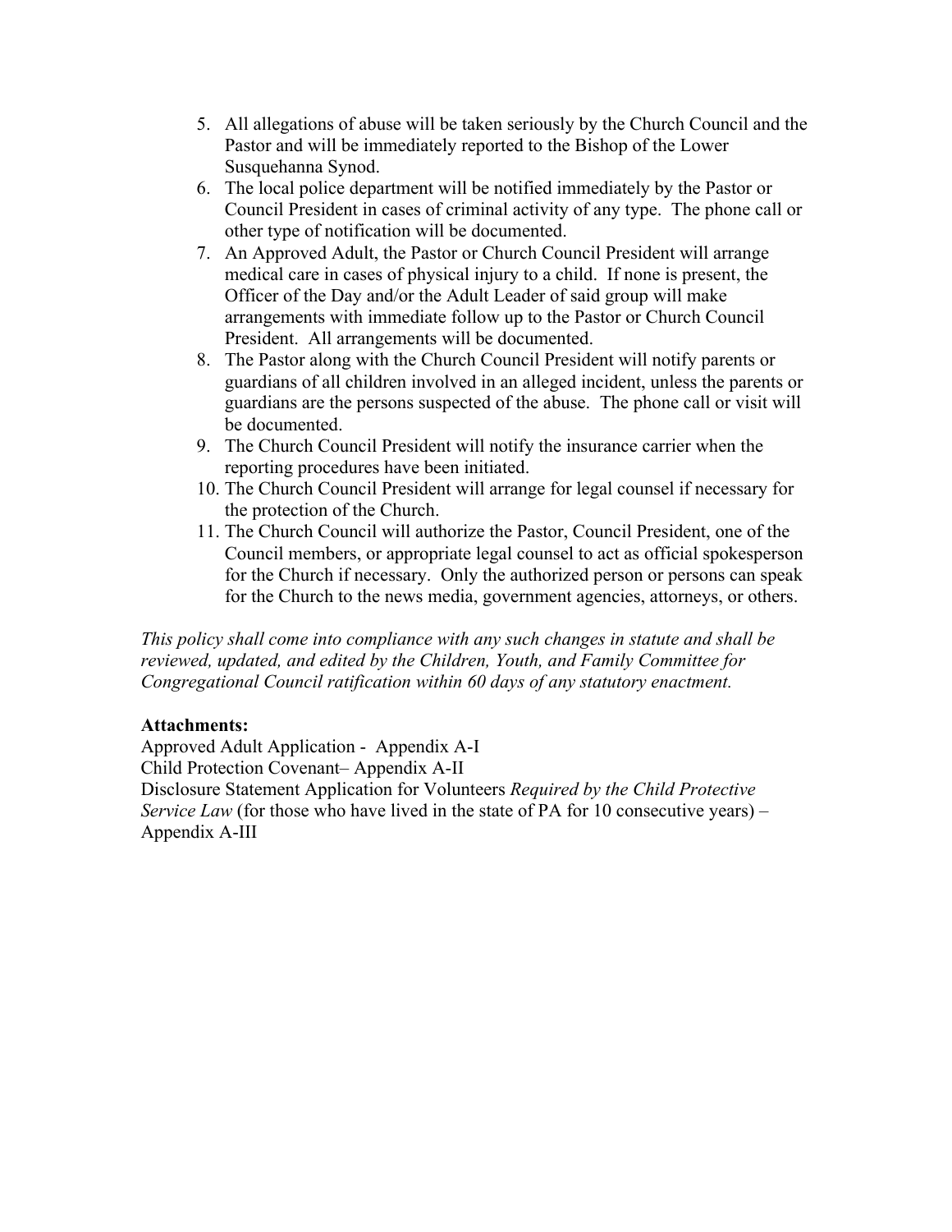5. All allegations of abuse will be taken seriously by the Church Council and the Pastor and will be immediately reported to the Bishop of the Lower Susquehanna Synod.
6. The local police department will be notified immediately by the Pastor or Council President in cases of criminal activity of any type. The phone call or other type of notification will be documented.
7. An Approved Adult, the Pastor or Church Council President will arrange medical care in cases of physical injury to a child. If none is present, the Officer of the Day and/or the Adult Leader of said group will make arrangements with immediate follow up to the Pastor or Church Council President. All arrangements will be documented.
8. The Pastor along with the Church Council President will notify parents or guardians of all children involved in an alleged incident, unless the parents or guardians are the persons suspected of the abuse. The phone call or visit will be documented.
9. The Church Council President will notify the insurance carrier when the reporting procedures have been initiated.
10. The Church Council President will arrange for legal counsel if necessary for the protection of the Church.
11. The Church Council will authorize the Pastor, Council President, one of the Council members, or appropriate legal counsel to act as official spokesperson for the Church if necessary. Only the authorized person or persons can speak for the Church to the news media, government agencies, attorneys, or others.

*This policy shall come into compliance with any such changes in statute and shall be reviewed, updated, and edited by the Children, Youth, and Family Committee for Congregational Council ratification within 60 days of any statutory enactment.*

**Attachments:**

Approved Adult Application - Appendix A-I

Child Protection Covenant– Appendix A-II

Disclosure Statement Application for Volunteers *Required by the Child Protective Service Law* (for those who have lived in the state of PA for 10 consecutive years) – Appendix A-III